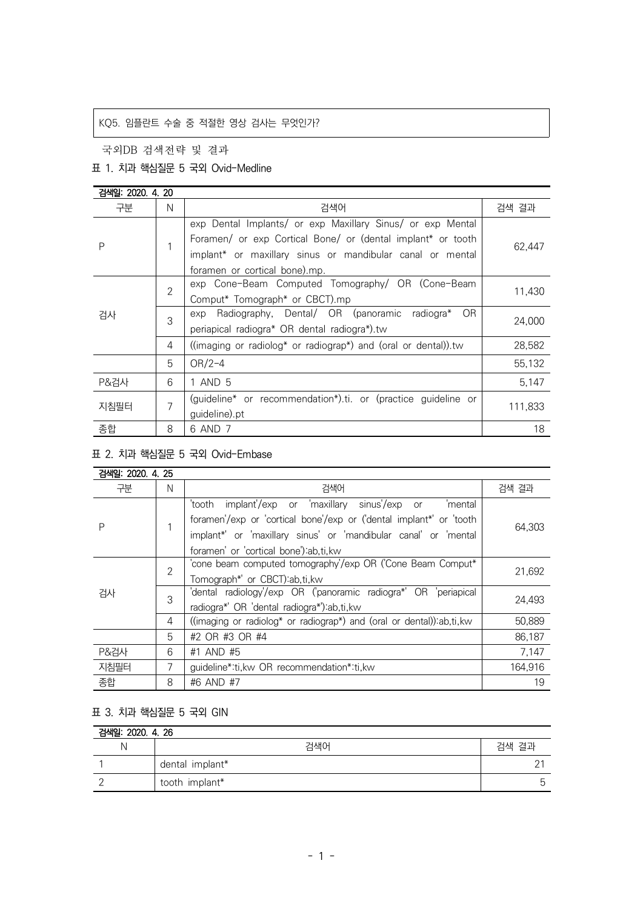KQ5. 임플란트 수술 중 적절한 영상 검사는 무엇인가?

국외DB 검색전략 및 결과

표 1. 치과 핵심질문 5 국외 Ovid-Medline

| 검색일: 2020. 4. 20 | | | |
|---|---|---|---|
| 구분 | N | 검색어 | 검색 결과 |
| P | 1 | exp Dental Implants/ or exp Maxillary Sinus/ or exp Mental Foramen/ or exp Cortical Bone/ or (dental implant* or tooth implant* or maxillary sinus or mandibular canal or mental foramen or cortical bone).mp. | 62,447 |
| 검사 | 2 | exp Cone-Beam Computed Tomography/ OR (Cone-Beam Comput* Tomograph* or CBCT).mp | 11,430 |
| | 3 | exp Radiography, Dental/ OR (panoramic radiogra* OR periapical radiogra* OR dental radiogra*).tw | 24,000 |
| | 4 | ((imaging or radiolog* or radiograp*) and (oral or dental)).tw | 28,582 |
| | 5 | OR/2-4 | 55,132 |
| P&검사 | 6 | 1 AND 5 | 5,147 |
| 지침필터 | 7 | (guideline* or recommendation*).ti. or (practice guideline or guideline).pt | 111,833 |
| 종합 | 8 | 6 AND 7 | 18 |

표 2. 치과 핵심질문 5 국외 Ovid-Embase

| 검색일: 2020. 4. 25 | | | |
|---|---|---|---|
| 구분 | N | 검색어 | 검색 결과 |
| P | 1 | 'tooth implant'/exp or 'maxillary sinus'/exp or 'mental foramen'/exp or 'cortical bone'/exp or ('dental implant*' or 'tooth implant*' or 'maxillary sinus' or 'mandibular canal' or 'mental foramen' or 'cortical bone'):ab,ti,kw | 64,303 |
| 검사 | 2 | 'cone beam computed tomography'/exp OR ('Cone Beam Comput* Tomograph*' or CBCT):ab,ti,kw | 21,692 |
| | 3 | 'dental radiology'/exp OR ('panoramic radiogra*' OR 'periapical radiogra*' OR 'dental radiogra*'):ab,ti,kw | 24,493 |
| | 4 | ((imaging or radiolog* or radiograp*) and (oral or dental)):ab,ti,kw | 50,889 |
| | 5 | #2 OR #3 OR #4 | 86,187 |
| P&검사 | 6 | #1 AND #5 | 7,147 |
| 지침필터 | 7 | guideline*:ti,kw OR recommendation*:ti,kw | 164,916 |
| 종합 | 8 | #6 AND #7 | 19 |

표 3. 치과 핵심질문 5 국외 GIN

| 검색일: 2020. 4. 26 | | |
|---|---|---|
| N | 검색어 | 검색 결과 |
| 1 | dental implant* | 21 |
| 2 | tooth implant* | 5 |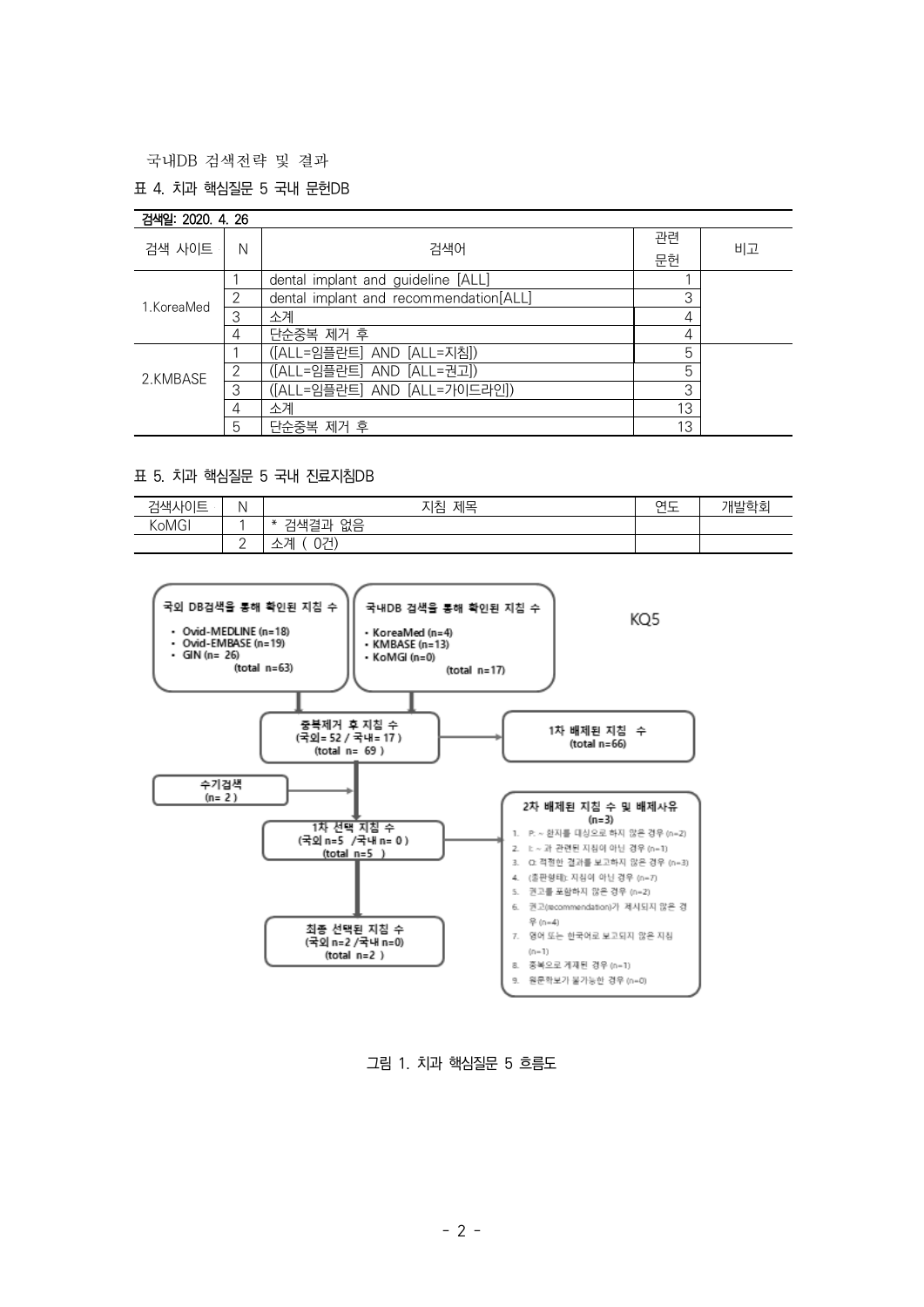국내DB 검색전략 및 결과

표 4. 치과 핵심질문 5 국내 문헌DB

검색일: 2020. 4. 26

| 검색 사이트 | N | 검색어 | 관련 문헌 | 비고 |
|---|---|---|---|---|
| 1.KoreaMed | 1 | dental implant and guideline [ALL] | 1 | |
| | 2 | dental implant and recommendation[ALL] | 3 | |
| | 3 | 소계 | 4 | |
| | 4 | 단순중복 제거 후 | 4 | |
| 2.KMBASE | 1 | ([ALL=임플란트] AND [ALL=지침]) | 5 | |
| | 2 | ([ALL=임플란트] AND [ALL=권고]) | 5 | |
| | 3 | ([ALL=임플란트] AND [ALL=가이드라인]) | 3 | |
| | 4 | 소계 | 13 | |
| | 5 | 단순중복 제거 후 | 13 | |

표 5. 치과 핵심질문 5 국내 진료지침DB

| 검색사이트 | N | 지침 제목 | 연도 | 개발학회 |
|---|---|---|---|---|
| KoMGI | 1 | * 검색결과 없음 | | |
| | 2 | 소계 ( 0건) | | |

KQ5

국외 DB검색을 통해 확인된 지침 수
- Ovid-MEDLINE (n=18)
- Ovid-EMBASE (n=19)
- GIN (n= 26)

(total n=63)

국내DB 검색을 통해 확인된 지침 수
- KoreaMed (n=4)
- KMBASE (n=13)
- KoMGI (n=0)

(total n=17)

중복제거 후 지침 수
(국외= 52 / 국내= 17 )
(total n= 69 )

1차 배제된 지침 수
(total n=66)

수기검색
(n= 2 )

1차 선택 지침 수
(국외 n=5 /국내 n= 0 )
(total n=5 )

2차 배제된 지침 수 및 배제사유
(n=3)
1. P: ~ 환자를 대상으로 하지 않은 경우 (n=2)
2. I: ~ 과 관련된 지침이 아닌 경우 (n=1)
3. O: 적절한 결과를 보고하지 않은 경우 (n=3)
4. (출판형태): 지침이 아닌 경우 (n=7)
5. 권고를 포함하지 않은 경우 (n=2)
6. 권고(recommendation)가 제시되지 않은 경우 (n=4)
7. 영어 또는 한국어로 보고되지 않은 지침 (n=1)
8. 중복으로 게재된 경우 (n=1)
9. 원문확보가 불가능한 경우 (n=0)

최종 선택된 지침 수
(국외 n=2 /국내 n=0)
(total n=2 )

그림 1. 치과 핵심질문 5 흐름도